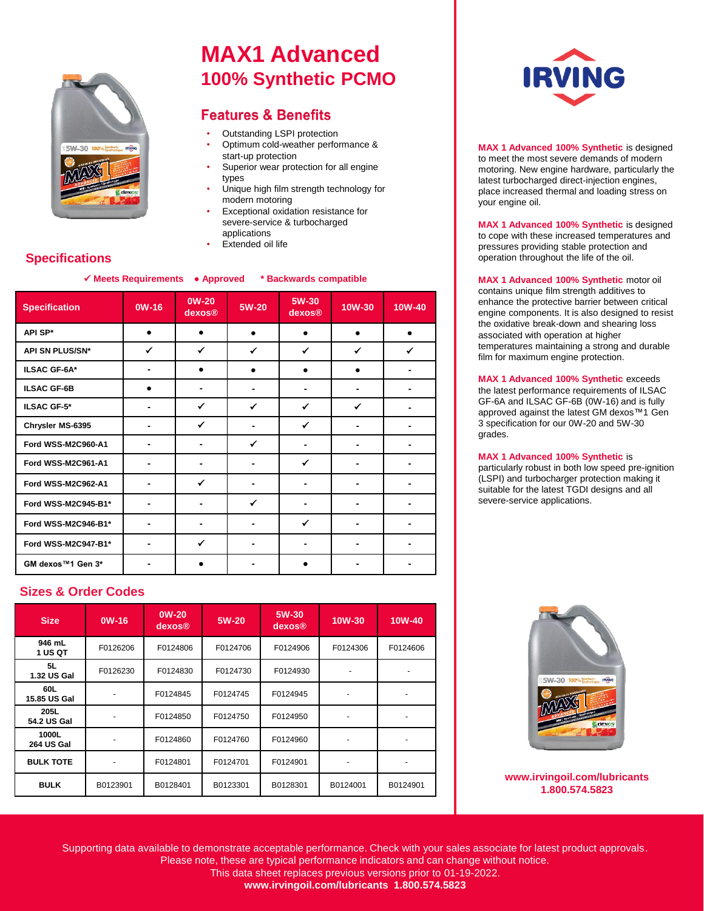# MAX1 Advanced

## 100% Synthetic PCMO

### Features & Benefits

- Outstanding LSPI protection
- Optimum cold-weather performance & start-up protection
- Superior wear protection for all engine types
- Unique high film strength technology for modern motoring
- Exceptional oxidation resistance for severe-service & turbocharged applications
- Extended oil life

## Specifications

✓ Meets Requirements ● Approved * Backwards compatible

| Specification | 0W-16 | 0W-20 dexos® | 5W-20 | 5W-30 dexos® | 10W-30 | 10W-40 |
|---|---|---|---|---|---|---|
| API SP* | ● | ● | ● | ● | ● | ● |
| API SN PLUS/SN* | ✓ | ✓ | ✓ | ✓ | ✓ | ✓ |
| ILSAC GF-6A* | - | ● | ● | ● | ● | - |
| ILSAC GF-6B | ● | - | - | - | - | - |
| ILSAC GF-5* | - | ✓ | ✓ | ✓ | ✓ | - |
| Chrysler MS-6395 | - | ✓ | - | ✓ | - | - |
| Ford WSS-M2C960-A1 | - | - | ✓ | - | - | - |
| Ford WSS-M2C961-A1 | - | - | - | ✓ | - | - |
| Ford WSS-M2C962-A1 | - | ✓ | - | - | - | - |
| Ford WSS-M2C945-B1* | - | - | ✓ | - | - | - |
| Ford WSS-M2C946-B1* | - | - | - | ✓ | - | - |
| Ford WSS-M2C947-B1* | - | ✓ | - | - | - | - |
| GM dexos™1 Gen 3* | - | ● | - | ● | - | - |

## Sizes & Order Codes

| Size | 0W-16 | 0W-20 dexos® | 5W-20 | 5W-30 dexos® | 10W-30 | 10W-40 |
|---|---|---|---|---|---|---|
| 946 mL 1 US QT | F0126206 | F0124806 | F0124706 | F0124906 | F0124306 | F0124606 |
| 5L 1.32 US Gal | F0126230 | F0124830 | F0124730 | F0124930 | - | - |
| 60L 15.85 US Gal | - | F0124845 | F0124745 | F0124945 | - | - |
| 205L 54.2 US Gal | - | F0124850 | F0124750 | F0124950 | - | - |
| 1000L 264 US Gal | - | F0124860 | F0124760 | F0124960 | - | - |
| BULK TOTE | - | F0124801 | F0124701 | F0124901 | - | - |
| BULK | B0123901 | B0128401 | B0123301 | B0128301 | B0124001 | B0124901 |

IRVING

**MAX 1 Advanced 100% Synthetic** is designed to meet the most severe demands of modern motoring. New engine hardware, particularly the latest turbocharged direct-injection engines, place increased thermal and loading stress on your engine oil.

**MAX 1 Advanced 100% Synthetic** is designed to cope with these increased temperatures and pressures providing stable protection and operation throughout the life of the oil.

**MAX 1 Advanced 100% Synthetic** motor oil contains unique film strength additives to enhance the protective barrier between critical engine components. It is also designed to resist the oxidative break-down and shearing loss associated with operation at higher temperatures maintaining a strong and durable film for maximum engine protection.

**MAX 1 Advanced 100% Synthetic** exceeds the latest performance requirements of ILSAC GF-6A and ILSAC GF-6B (0W-16) and is fully approved against the latest GM dexos™1 Gen 3 specification for our 0W-20 and 5W-30 grades.

**MAX 1 Advanced 100% Synthetic** is particularly robust in both low speed pre-ignition (LSPI) and turbocharger protection making it suitable for the latest TGDI designs and all severe-service applications.

**www.irvingoil.com/lubricants**
**1.800.574.5823**

Supporting data available to demonstrate acceptable performance. Check with your sales associate for latest product approvals. Please note, these are typical performance indicators and can change without notice. This data sheet replaces previous versions prior to 01-19-2022.
**www.irvingoil.com/lubricants 1.800.574.5823**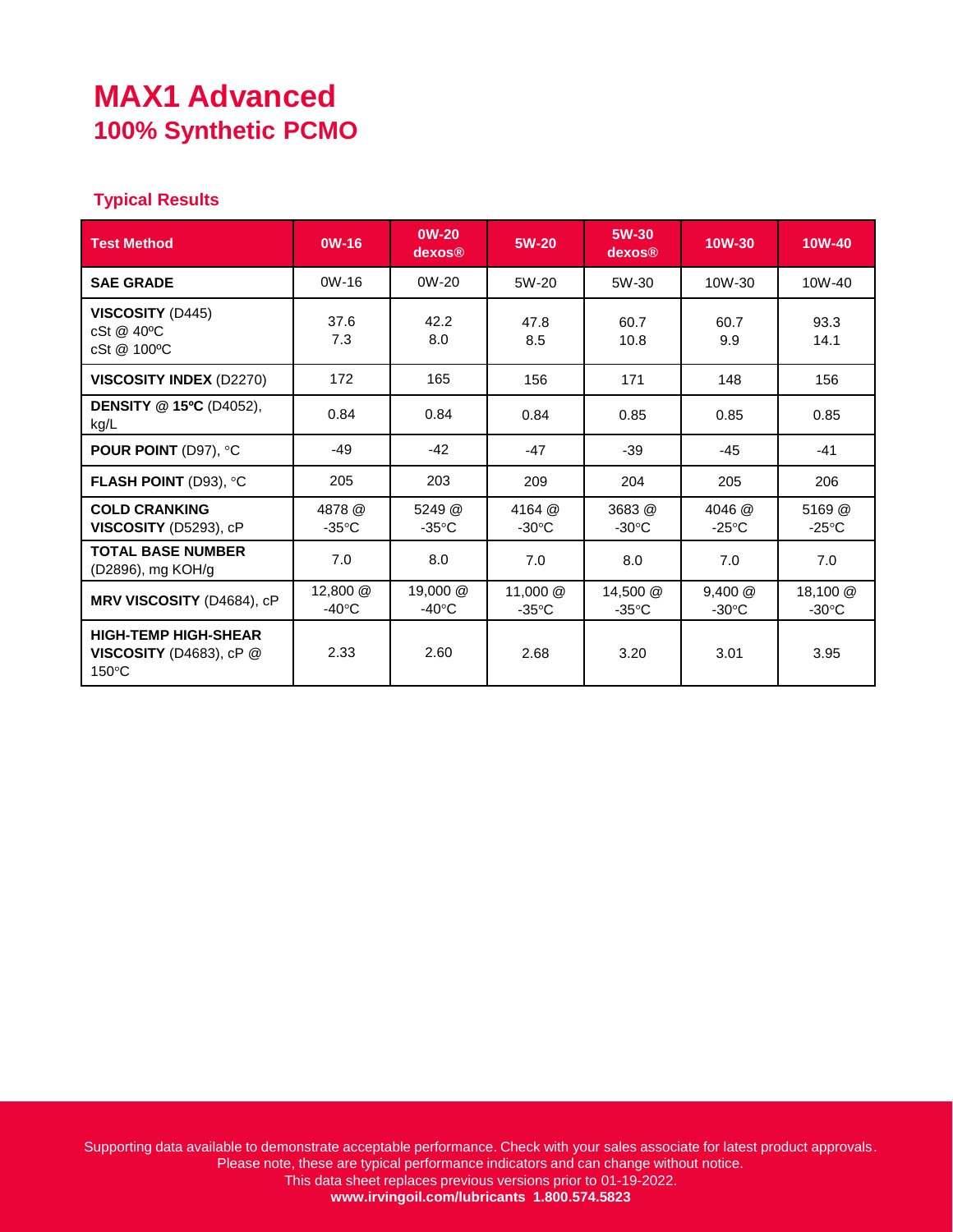# MAX1 Advanced

## 100% Synthetic PCMO

### Typical Results

| Test Method | 0W-16 | 0W-20 dexos® | 5W-20 | 5W-30 dexos® | 10W-30 | 10W-40 |
|---|---|---|---|---|---|---|
| **SAE GRADE** | 0W-16 | 0W-20 | 5W-20 | 5W-30 | 10W-30 | 10W-40 |
| **VISCOSITY** (D445)<br>cSt @ 40ºC<br>cSt @ 100ºC | 37.6<br>7.3 | 42.2<br>8.0 | 47.8<br>8.5 | 60.7<br>10.8 | 60.7<br>9.9 | 93.3<br>14.1 |
| **VISCOSITY INDEX** (D2270) | 172 | 165 | 156 | 171 | 148 | 156 |
| **DENSITY** @ **15ºC** (D4052), kg/L | 0.84 | 0.84 | 0.84 | 0.85 | 0.85 | 0.85 |
| **POUR POINT** (D97), °C | -49 | -42 | -47 | -39 | -45 | -41 |
| **FLASH POINT** (D93), °C | 205 | 203 | 209 | 204 | 205 | 206 |
| **COLD CRANKING VISCOSITY** (D5293), cP | 4878 @ -35°C | 5249 @ -35°C | 4164 @ -30°C | 3683 @ -30°C | 4046 @ -25°C | 5169 @ -25°C |
| **TOTAL BASE NUMBER** (D2896), mg KOH/g | 7.0 | 8.0 | 7.0 | 8.0 | 7.0 | 7.0 |
| **MRV VISCOSITY** (D4684), cP | 12,800 @ -40°C | 19,000 @ -40°C | 11,000 @ -35°C | 14,500 @ -35°C | 9,400 @ -30°C | 18,100 @ -30°C |
| **HIGH-TEMP HIGH-SHEAR VISCOSITY** (D4683), cP @ 150°C | 2.33 | 2.60 | 2.68 | 3.20 | 3.01 | 3.95 |

Supporting data available to demonstrate acceptable performance. Check with your sales associate for latest product approvals.
Please note, these are typical performance indicators and can change without notice.
This data sheet replaces previous versions prior to 01-19-2022.
**www.irvingoil.com/lubricants 1.800.574.5823**